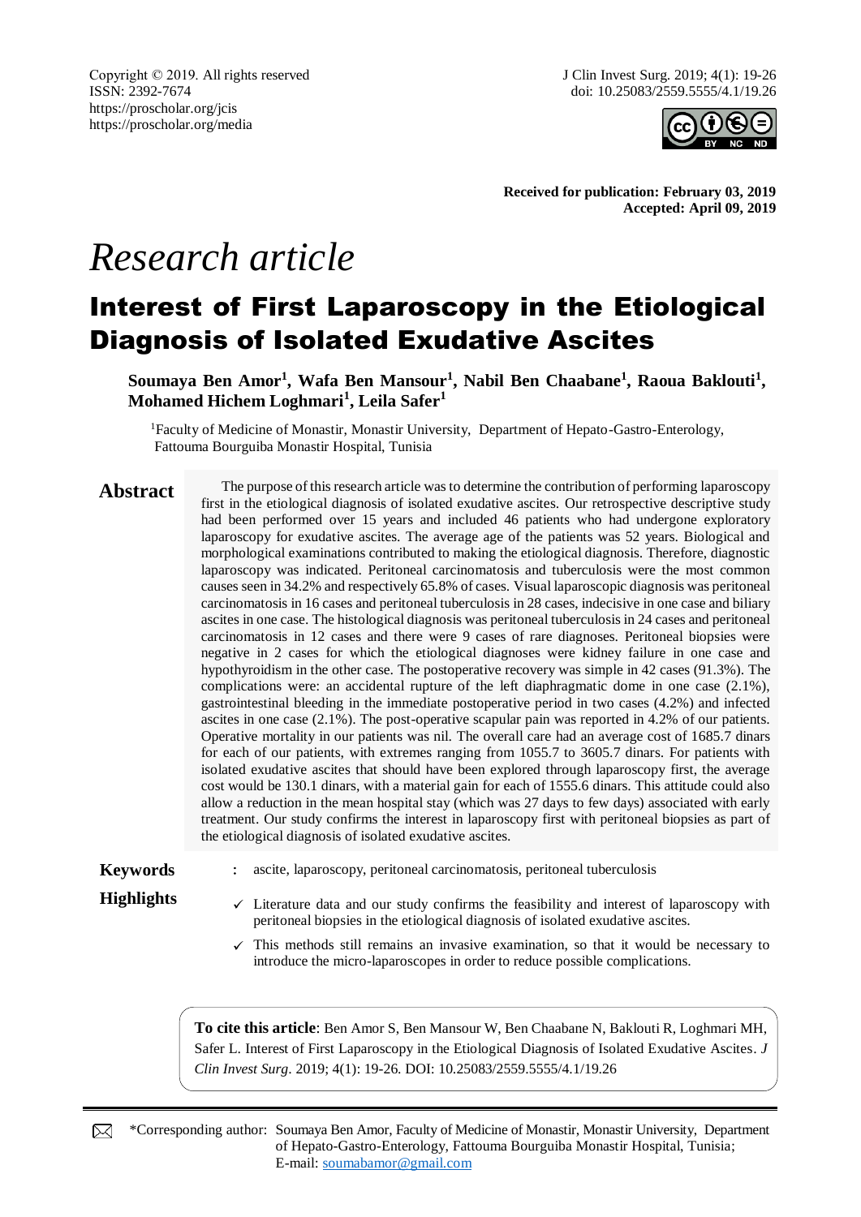Copyright © 2019. All rights reserved
ISSN: 2392-7674
https://proscholar.org/jcis
https://proscholar.org/media

J Clin Invest Surg. 2019; 4(1): 19-26
doi: 10.25083/2559.5555/4.1/19.26

**Received for publication: February 03, 2019**
**Accepted: April 09, 2019**

*Research article*

# Interest of First Laparoscopy in the Etiological Diagnosis of Isolated Exudative Ascites

**Soumaya Ben Amor[1], Wafa Ben Mansour[1], Nabil Ben Chaabane[1], Raoua Baklouti[1], Mohamed Hichem Loghmari[1], Leila Safer[1]**

[1]Faculty of Medicine of Monastir, Monastir University, Department of Hepato-Gastro-Enterology, Fattouma Bourguiba Monastir Hospital, Tunisia

## Abstract

The purpose of this research article was to determine the contribution of performing laparoscopy first in the etiological diagnosis of isolated exudative ascites. Our retrospective descriptive study had been performed over 15 years and included 46 patients who had undergone exploratory laparoscopy for exudative ascites. The average age of the patients was 52 years. Biological and morphological examinations contributed to making the etiological diagnosis. Therefore, diagnostic laparoscopy was indicated. Peritoneal carcinomatosis and tuberculosis were the most common causes seen in 34.2% and respectively 65.8% of cases. Visual laparoscopic diagnosis was peritoneal carcinomatosis in 16 cases and peritoneal tuberculosis in 28 cases, indecisive in one case and biliary ascites in one case. The histological diagnosis was peritoneal tuberculosis in 24 cases and peritoneal carcinomatosis in 12 cases and there were 9 cases of rare diagnoses. Peritoneal biopsies were negative in 2 cases for which the etiological diagnoses were kidney failure in one case and hypothyroidism in the other case. The postoperative recovery was simple in 42 cases (91.3%). The complications were: an accidental rupture of the left diaphragmatic dome in one case (2.1%), gastrointestinal bleeding in the immediate postoperative period in two cases (4.2%) and infected ascites in one case (2.1%). The post-operative scapular pain was reported in 4.2% of our patients. Operative mortality in our patients was nil. The overall care had an average cost of 1685.7 dinars for each of our patients, with extremes ranging from 1055.7 to 3605.7 dinars. For patients with isolated exudative ascites that should have been explored through laparoscopy first, the average cost would be 130.1 dinars, with a material gain for each of 1555.6 dinars. This attitude could also allow a reduction in the mean hospital stay (which was 27 days to few days) associated with early treatment. Our study confirms the interest in laparoscopy first with peritoneal biopsies as part of the etiological diagnosis of isolated exudative ascites.

**Keywords** : ascite, laparoscopy, peritoneal carcinomatosis, peritoneal tuberculosis

**Highlights**

- ✓ Literature data and our study confirms the feasibility and interest of laparoscopy with peritoneal biopsies in the etiological diagnosis of isolated exudative ascites.
- ✓ This methods still remains an invasive examination, so that it would be necessary to introduce the micro-laparoscopes in order to reduce possible complications.

**To cite this article**: Ben Amor S, Ben Mansour W, Ben Chaabane N, Baklouti R, Loghmari MH, Safer L. Interest of First Laparoscopy in the Etiological Diagnosis of Isolated Exudative Ascites. *J Clin Invest Surg*. 2019; 4(1): 19-26. DOI: 10.25083/2559.5555/4.1/19.26

*Corresponding author: Soumaya Ben Amor, Faculty of Medicine of Monastir, Monastir University, Department of Hepato-Gastro-Enterology, Fattouma Bourguiba Monastir Hospital, Tunisia; E-mail: soumabamor@gmail.com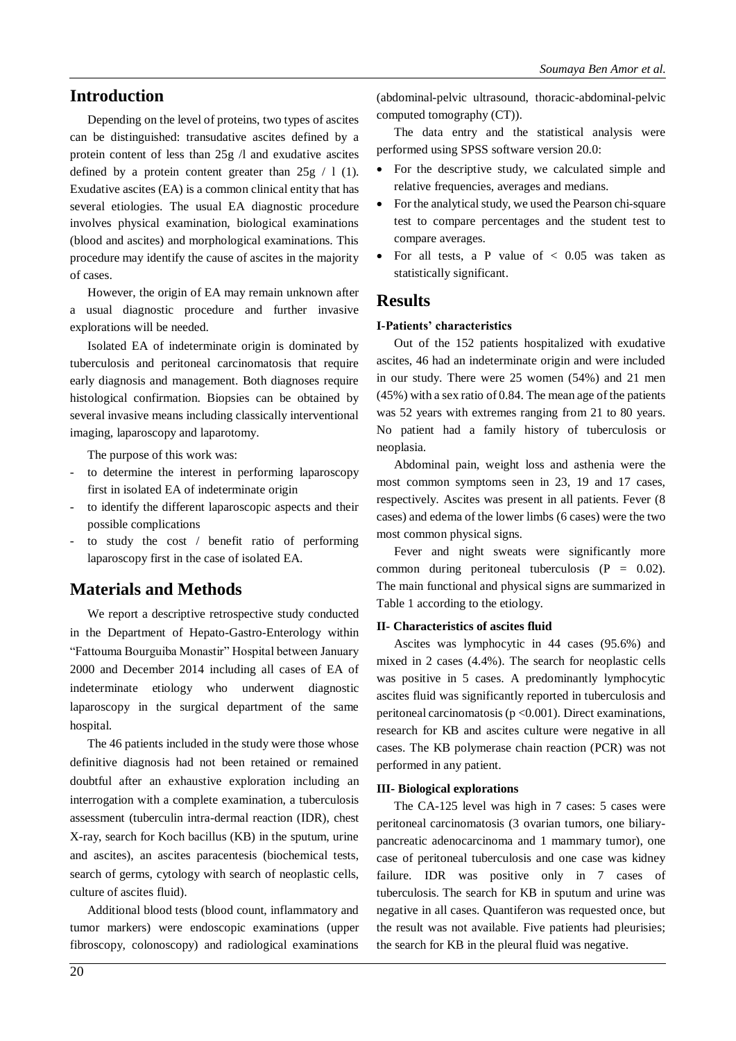## Introduction

Depending on the level of proteins, two types of ascites can be distinguished: transudative ascites defined by a protein content of less than 25g /l and exudative ascites defined by a protein content greater than 25g / l (1). Exudative ascites (EA) is a common clinical entity that has several etiologies. The usual EA diagnostic procedure involves physical examination, biological examinations (blood and ascites) and morphological examinations. This procedure may identify the cause of ascites in the majority of cases.

However, the origin of EA may remain unknown after a usual diagnostic procedure and further invasive explorations will be needed.

Isolated EA of indeterminate origin is dominated by tuberculosis and peritoneal carcinomatosis that require early diagnosis and management. Both diagnoses require histological confirmation. Biopsies can be obtained by several invasive means including classically interventional imaging, laparoscopy and laparotomy.

The purpose of this work was:

- to determine the interest in performing laparoscopy first in isolated EA of indeterminate origin
- to identify the different laparoscopic aspects and their possible complications
- to study the cost / benefit ratio of performing laparoscopy first in the case of isolated EA.

## Materials and Methods

We report a descriptive retrospective study conducted in the Department of Hepato-Gastro-Enterology within "Fattouma Bourguiba Monastir" Hospital between January 2000 and December 2014 including all cases of EA of indeterminate etiology who underwent diagnostic laparoscopy in the surgical department of the same hospital.

The 46 patients included in the study were those whose definitive diagnosis had not been retained or remained doubtful after an exhaustive exploration including an interrogation with a complete examination, a tuberculosis assessment (tuberculin intra-dermal reaction (IDR), chest X-ray, search for Koch bacillus (KB) in the sputum, urine and ascites), an ascites paracentesis (biochemical tests, search of germs, cytology with search of neoplastic cells, culture of ascites fluid).

Additional blood tests (blood count, inflammatory and tumor markers) were endoscopic examinations (upper fibroscopy, colonoscopy) and radiological examinations (abdominal-pelvic ultrasound, thoracic-abdominal-pelvic computed tomography (CT)).

The data entry and the statistical analysis were performed using SPSS software version 20.0:

- For the descriptive study, we calculated simple and relative frequencies, averages and medians.
- For the analytical study, we used the Pearson chi-square test to compare percentages and the student test to compare averages.
- For all tests, a P value of $< 0.05$ was taken as statistically significant.

## Results

### I-Patients' characteristics

Out of the 152 patients hospitalized with exudative ascites, 46 had an indeterminate origin and were included in our study. There were 25 women (54%) and 21 men (45%) with a sex ratio of 0.84. The mean age of the patients was 52 years with extremes ranging from 21 to 80 years. No patient had a family history of tuberculosis or neoplasia.

Abdominal pain, weight loss and asthenia were the most common symptoms seen in 23, 19 and 17 cases, respectively. Ascites was present in all patients. Fever (8 cases) and edema of the lower limbs (6 cases) were the two most common physical signs.

Fever and night sweats were significantly more common during peritoneal tuberculosis ($P = 0.02$). The main functional and physical signs are summarized in Table 1 according to the etiology.

### II- Characteristics of ascites fluid

Ascites was lymphocytic in 44 cases (95.6%) and mixed in 2 cases (4.4%). The search for neoplastic cells was positive in 5 cases. A predominantly lymphocytic ascites fluid was significantly reported in tuberculosis and peritoneal carcinomatosis ($p < 0.001$). Direct examinations, research for KB and ascites culture were negative in all cases. The KB polymerase chain reaction (PCR) was not performed in any patient.

### III- Biological explorations

The CA-125 level was high in 7 cases: 5 cases were peritoneal carcinomatosis (3 ovarian tumors, one biliary-pancreatic adenocarcinoma and 1 mammary tumor), one case of peritoneal tuberculosis and one case was kidney failure. IDR was positive only in 7 cases of tuberculosis. The search for KB in sputum and urine was negative in all cases. Quantiferon was requested once, but the result was not available. Five patients had pleurisies; the search for KB in the pleural fluid was negative.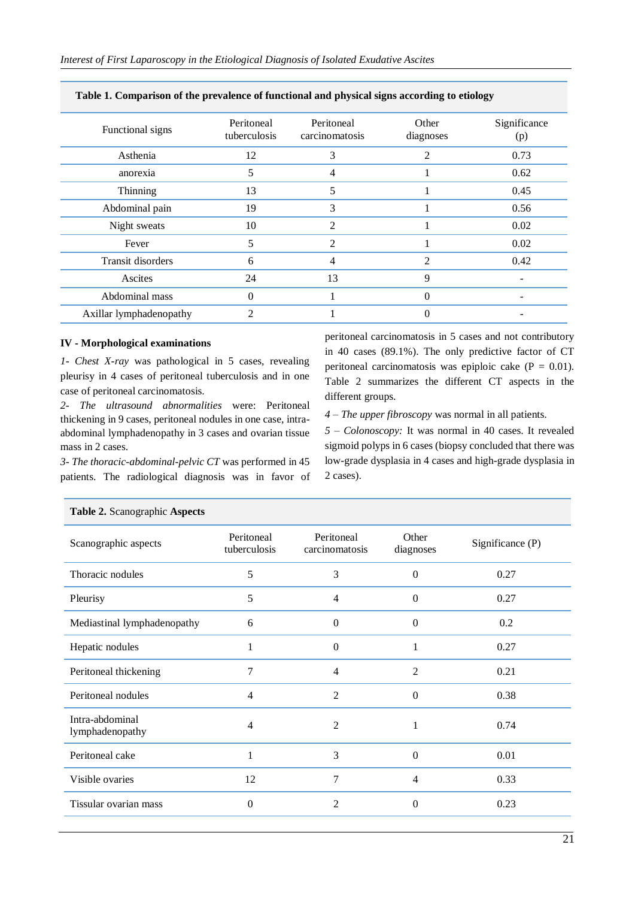**Table 1. Comparison of the prevalence of functional and physical signs according to etiology**

| Functional signs | Peritoneal tuberculosis | Peritoneal carcinomatosis | Other diagnoses | Significance (p) |
|---|---|---|---|---|
| Asthenia | 12 | 3 | 2 | 0.73 |
| anorexia | 5 | 4 | 1 | 0.62 |
| Thinning | 13 | 5 | 1 | 0.45 |
| Abdominal pain | 19 | 3 | 1 | 0.56 |
| Night sweats | 10 | 2 | 1 | 0.02 |
| Fever | 5 | 2 | 1 | 0.02 |
| Transit disorders | 6 | 4 | 2 | 0.42 |
| Ascites | 24 | 13 | 9 | - |
| Abdominal mass | 0 | 1 | 0 | - |
| Axillar lymphadenopathy | 2 | 1 | 0 | - |

**IV - Morphological examinations**

*1- Chest X-ray* was pathological in 5 cases, revealing pleurisy in 4 cases of peritoneal tuberculosis and in one case of peritoneal carcinomatosis.

*2- The ultrasound abnormalities* were: Peritoneal thickening in 9 cases, peritoneal nodules in one case, intra-abdominal lymphadenopathy in 3 cases and ovarian tissue mass in 2 cases.

*3- The thoracic-abdominal-pelvic CT* was performed in 45 patients. The radiological diagnosis was in favor of peritoneal carcinomatosis in 5 cases and not contributory in 40 cases (89.1%). The only predictive factor of CT peritoneal carcinomatosis was epiploic cake ($P = 0.01$). Table 2 summarizes the different CT aspects in the different groups.

*4 – The upper fibroscopy* was normal in all patients.

*5 – Colonoscopy:* It was normal in 40 cases. It revealed sigmoid polyps in 6 cases (biopsy concluded that there was low-grade dysplasia in 4 cases and high-grade dysplasia in 2 cases).

**Table 2.** Scanographic **Aspects**

| Scanographic aspects | Peritoneal tuberculosis | Peritoneal carcinomatosis | Other diagnoses | Significance (P) |
|---|---|---|---|---|
| Thoracic nodules | 5 | 3 | 0 | 0.27 |
| Pleurisy | 5 | 4 | 0 | 0.27 |
| Mediastinal lymphadenopathy | 6 | 0 | 0 | 0.2 |
| Hepatic nodules | 1 | 0 | 1 | 0.27 |
| Peritoneal thickening | 7 | 4 | 2 | 0.21 |
| Peritoneal nodules | 4 | 2 | 0 | 0.38 |
| Intra-abdominal lymphadenopathy | 4 | 2 | 1 | 0.74 |
| Peritoneal cake | 1 | 3 | 0 | 0.01 |
| Visible ovaries | 12 | 7 | 4 | 0.33 |
| Tissular ovarian mass | 0 | 2 | 0 | 0.23 |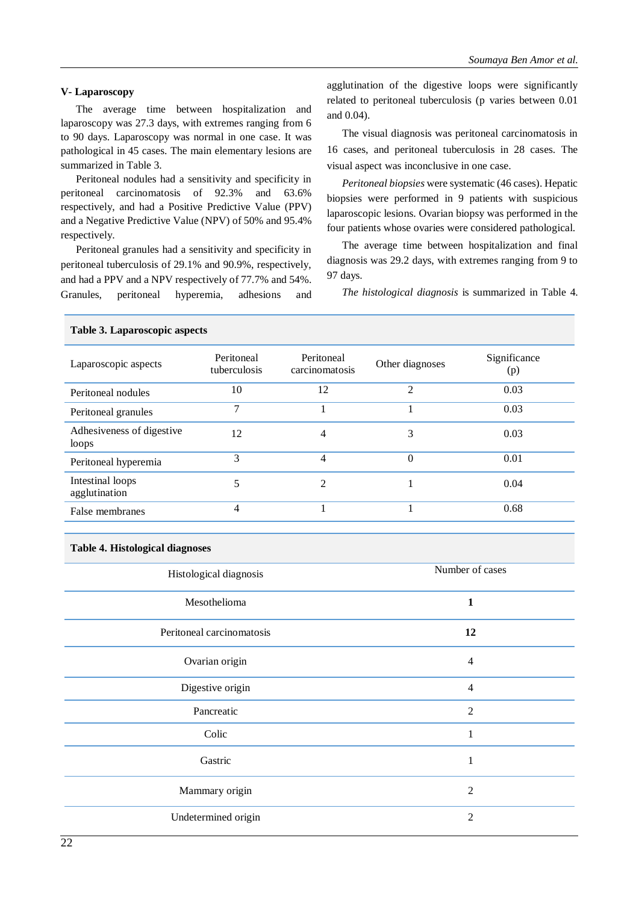### V- Laparoscopy

The average time between hospitalization and laparoscopy was 27.3 days, with extremes ranging from 6 to 90 days. Laparoscopy was normal in one case. It was pathological in 45 cases. The main elementary lesions are summarized in Table 3.

Peritoneal nodules had a sensitivity and specificity in peritoneal carcinomatosis of 92.3% and 63.6% respectively, and had a Positive Predictive Value (PPV) and a Negative Predictive Value (NPV) of 50% and 95.4% respectively.

Peritoneal granules had a sensitivity and specificity in peritoneal tuberculosis of 29.1% and 90.9%, respectively, and had a PPV and a NPV respectively of 77.7% and 54%. Granules, peritoneal hyperemia, adhesions and agglutination of the digestive loops were significantly related to peritoneal tuberculosis (p varies between 0.01 and 0.04).

The visual diagnosis was peritoneal carcinomatosis in 16 cases, and peritoneal tuberculosis in 28 cases. The visual aspect was inconclusive in one case.

*Peritoneal biopsies* were systematic (46 cases). Hepatic biopsies were performed in 9 patients with suspicious laparoscopic lesions. Ovarian biopsy was performed in the four patients whose ovaries were considered pathological.

The average time between hospitalization and final diagnosis was 29.2 days, with extremes ranging from 9 to 97 days.

*The histological diagnosis* is summarized in Table 4.

**Table 3. Laparoscopic aspects**

| Laparoscopic aspects | Peritoneal tuberculosis | Peritoneal carcinomatosis | Other diagnoses | Significance (p) |
|---|---|---|---|---|
| Peritoneal nodules | 10 | 12 | 2 | 0.03 |
| Peritoneal granules | 7 | 1 | 1 | 0.03 |
| Adhesiveness of digestive loops | 12 | 4 | 3 | 0.03 |
| Peritoneal hyperemia | 3 | 4 | 0 | 0.01 |
| Intestinal loops agglutination | 5 | 2 | 1 | 0.04 |
| False membranes | 4 | 1 | 1 | 0.68 |

**Table 4. Histological diagnoses**

| Histological diagnosis | Number of cases |
|---|---|
| Mesothelioma | **1** |
| Peritoneal carcinomatosis | **12** |
| Ovarian origin | 4 |
| Digestive origin | 4 |
| Pancreatic | 2 |
| Colic | 1 |
| Gastric | 1 |
| Mammary origin | 2 |
| Undetermined origin | 2 |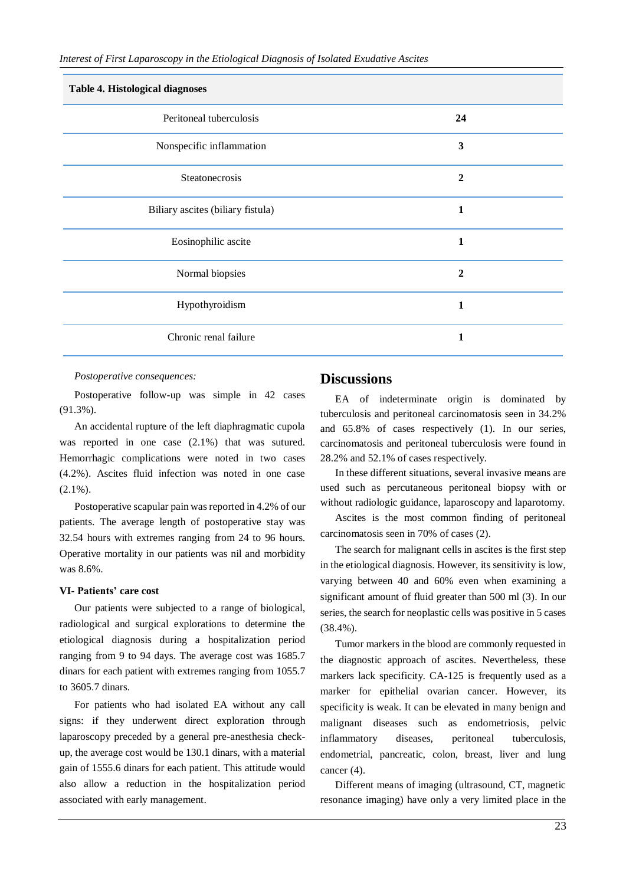**Table 4. Histological diagnoses**

| | |
|---|---|
| Peritoneal tuberculosis | **24** |
| Nonspecific inflammation | **3** |
| Steatonecrosis | **2** |
| Biliary ascites (biliary fistula) | **1** |
| Eosinophilic ascite | **1** |
| Normal biopsies | **2** |
| Hypothyroidism | **1** |
| Chronic renal failure | **1** |

*Postoperative consequences:*

Postoperative follow-up was simple in 42 cases (91.3%).

An accidental rupture of the left diaphragmatic cupola was reported in one case (2.1%) that was sutured. Hemorrhagic complications were noted in two cases (4.2%). Ascites fluid infection was noted in one case (2.1%).

Postoperative scapular pain was reported in 4.2% of our patients. The average length of postoperative stay was 32.54 hours with extremes ranging from 24 to 96 hours. Operative mortality in our patients was nil and morbidity was 8.6%.

**VI- Patients' care cost**

Our patients were subjected to a range of biological, radiological and surgical explorations to determine the etiological diagnosis during a hospitalization period ranging from 9 to 94 days. The average cost was 1685.7 dinars for each patient with extremes ranging from 1055.7 to 3605.7 dinars.

For patients who had isolated EA without any call signs: if they underwent direct exploration through laparoscopy preceded by a general pre-anesthesia check-up, the average cost would be 130.1 dinars, with a material gain of 1555.6 dinars for each patient. This attitude would also allow a reduction in the hospitalization period associated with early management.

## Discussions

EA of indeterminate origin is dominated by tuberculosis and peritoneal carcinomatosis seen in 34.2% and 65.8% of cases respectively (1). In our series, carcinomatosis and peritoneal tuberculosis were found in 28.2% and 52.1% of cases respectively.

In these different situations, several invasive means are used such as percutaneous peritoneal biopsy with or without radiologic guidance, laparoscopy and laparotomy.

Ascites is the most common finding of peritoneal carcinomatosis seen in 70% of cases (2).

The search for malignant cells in ascites is the first step in the etiological diagnosis. However, its sensitivity is low, varying between 40 and 60% even when examining a significant amount of fluid greater than 500 ml (3). In our series, the search for neoplastic cells was positive in 5 cases (38.4%).

Tumor markers in the blood are commonly requested in the diagnostic approach of ascites. Nevertheless, these markers lack specificity. CA-125 is frequently used as a marker for epithelial ovarian cancer. However, its specificity is weak. It can be elevated in many benign and malignant diseases such as endometriosis, pelvic inflammatory diseases, peritoneal tuberculosis, endometrial, pancreatic, colon, breast, liver and lung cancer (4).

Different means of imaging (ultrasound, CT, magnetic resonance imaging) have only a very limited place in the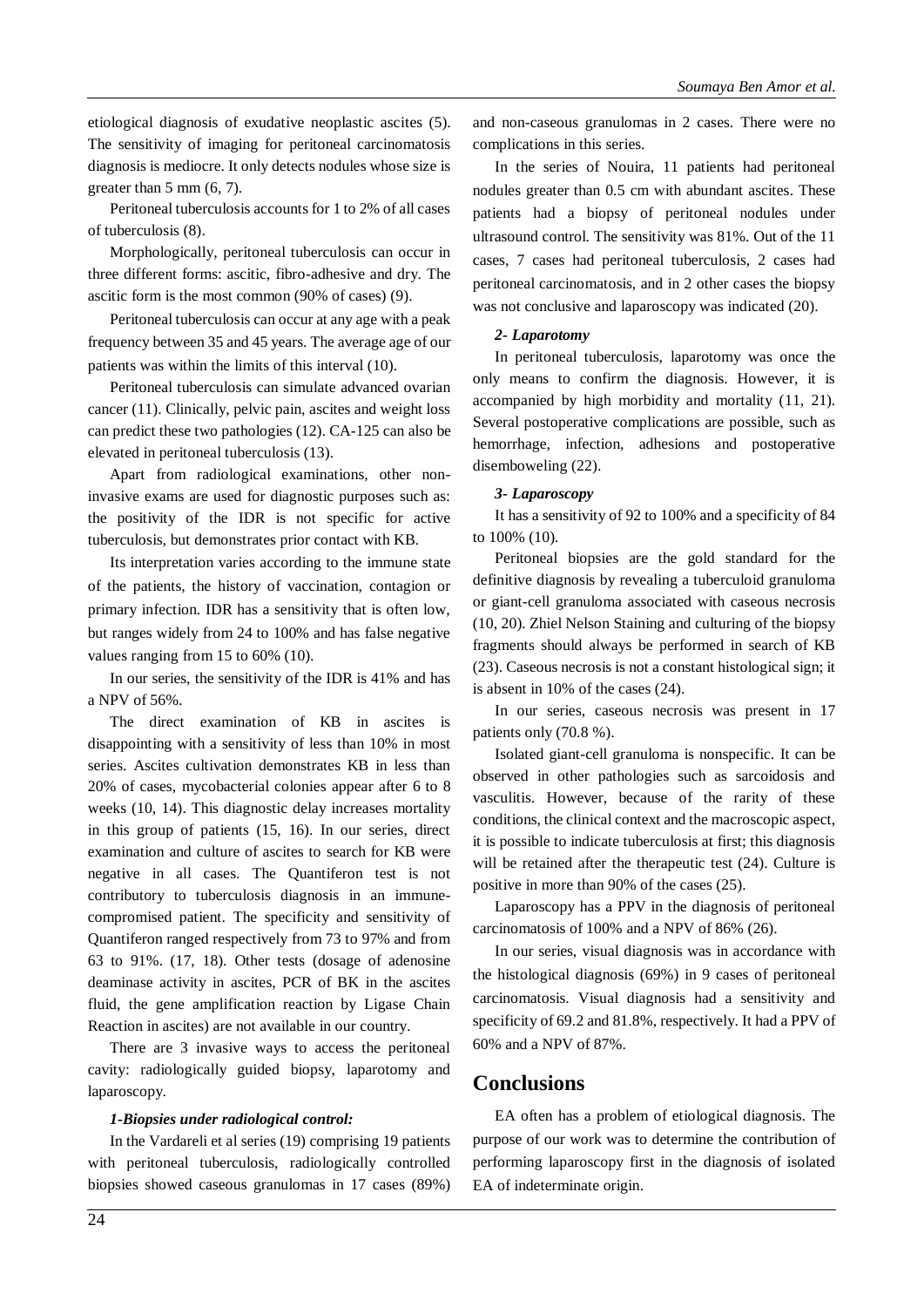etiological diagnosis of exudative neoplastic ascites (5). The sensitivity of imaging for peritoneal carcinomatosis diagnosis is mediocre. It only detects nodules whose size is greater than 5 mm (6, 7).

Peritoneal tuberculosis accounts for 1 to 2% of all cases of tuberculosis (8).

Morphologically, peritoneal tuberculosis can occur in three different forms: ascitic, fibro-adhesive and dry. The ascitic form is the most common (90% of cases) (9).

Peritoneal tuberculosis can occur at any age with a peak frequency between 35 and 45 years. The average age of our patients was within the limits of this interval (10).

Peritoneal tuberculosis can simulate advanced ovarian cancer (11). Clinically, pelvic pain, ascites and weight loss can predict these two pathologies (12). CA-125 can also be elevated in peritoneal tuberculosis (13).

Apart from radiological examinations, other non-invasive exams are used for diagnostic purposes such as: the positivity of the IDR is not specific for active tuberculosis, but demonstrates prior contact with KB.

Its interpretation varies according to the immune state of the patients, the history of vaccination, contagion or primary infection. IDR has a sensitivity that is often low, but ranges widely from 24 to 100% and has false negative values ranging from 15 to 60% (10).

In our series, the sensitivity of the IDR is 41% and has a NPV of 56%.

The direct examination of KB in ascites is disappointing with a sensitivity of less than 10% in most series. Ascites cultivation demonstrates KB in less than 20% of cases, mycobacterial colonies appear after 6 to 8 weeks (10, 14). This diagnostic delay increases mortality in this group of patients (15, 16). In our series, direct examination and culture of ascites to search for KB were negative in all cases. The Quantiferon test is not contributory to tuberculosis diagnosis in an immune-compromised patient. The specificity and sensitivity of Quantiferon ranged respectively from 73 to 97% and from 63 to 91%. (17, 18). Other tests (dosage of adenosine deaminase activity in ascites, PCR of BK in the ascites fluid, the gene amplification reaction by Ligase Chain Reaction in ascites) are not available in our country.

There are 3 invasive ways to access the peritoneal cavity: radiologically guided biopsy, laparotomy and laparoscopy.

***1-Biopsies under radiological control:***

In the Vardareli et al series (19) comprising 19 patients with peritoneal tuberculosis, radiologically controlled biopsies showed caseous granulomas in 17 cases (89%) and non-caseous granulomas in 2 cases. There were no complications in this series.

In the series of Nouira, 11 patients had peritoneal nodules greater than 0.5 cm with abundant ascites. These patients had a biopsy of peritoneal nodules under ultrasound control. The sensitivity was 81%. Out of the 11 cases, 7 cases had peritoneal tuberculosis, 2 cases had peritoneal carcinomatosis, and in 2 other cases the biopsy was not conclusive and laparoscopy was indicated (20).

***2- Laparotomy***

In peritoneal tuberculosis, laparotomy was once the only means to confirm the diagnosis. However, it is accompanied by high morbidity and mortality (11, 21). Several postoperative complications are possible, such as hemorrhage, infection, adhesions and postoperative disemboweling (22).

***3- Laparoscopy***

It has a sensitivity of 92 to 100% and a specificity of 84 to 100% (10).

Peritoneal biopsies are the gold standard for the definitive diagnosis by revealing a tuberculoid granuloma or giant-cell granuloma associated with caseous necrosis (10, 20). Zhiel Nelson Staining and culturing of the biopsy fragments should always be performed in search of KB (23). Caseous necrosis is not a constant histological sign; it is absent in 10% of the cases (24).

In our series, caseous necrosis was present in 17 patients only (70.8 %).

Isolated giant-cell granuloma is nonspecific. It can be observed in other pathologies such as sarcoidosis and vasculitis. However, because of the rarity of these conditions, the clinical context and the macroscopic aspect, it is possible to indicate tuberculosis at first; this diagnosis will be retained after the therapeutic test (24). Culture is positive in more than 90% of the cases (25).

Laparoscopy has a PPV in the diagnosis of peritoneal carcinomatosis of 100% and a NPV of 86% (26).

In our series, visual diagnosis was in accordance with the histological diagnosis (69%) in 9 cases of peritoneal carcinomatosis. Visual diagnosis had a sensitivity and specificity of 69.2 and 81.8%, respectively. It had a PPV of 60% and a NPV of 87%.

## Conclusions

EA often has a problem of etiological diagnosis. The purpose of our work was to determine the contribution of performing laparoscopy first in the diagnosis of isolated EA of indeterminate origin.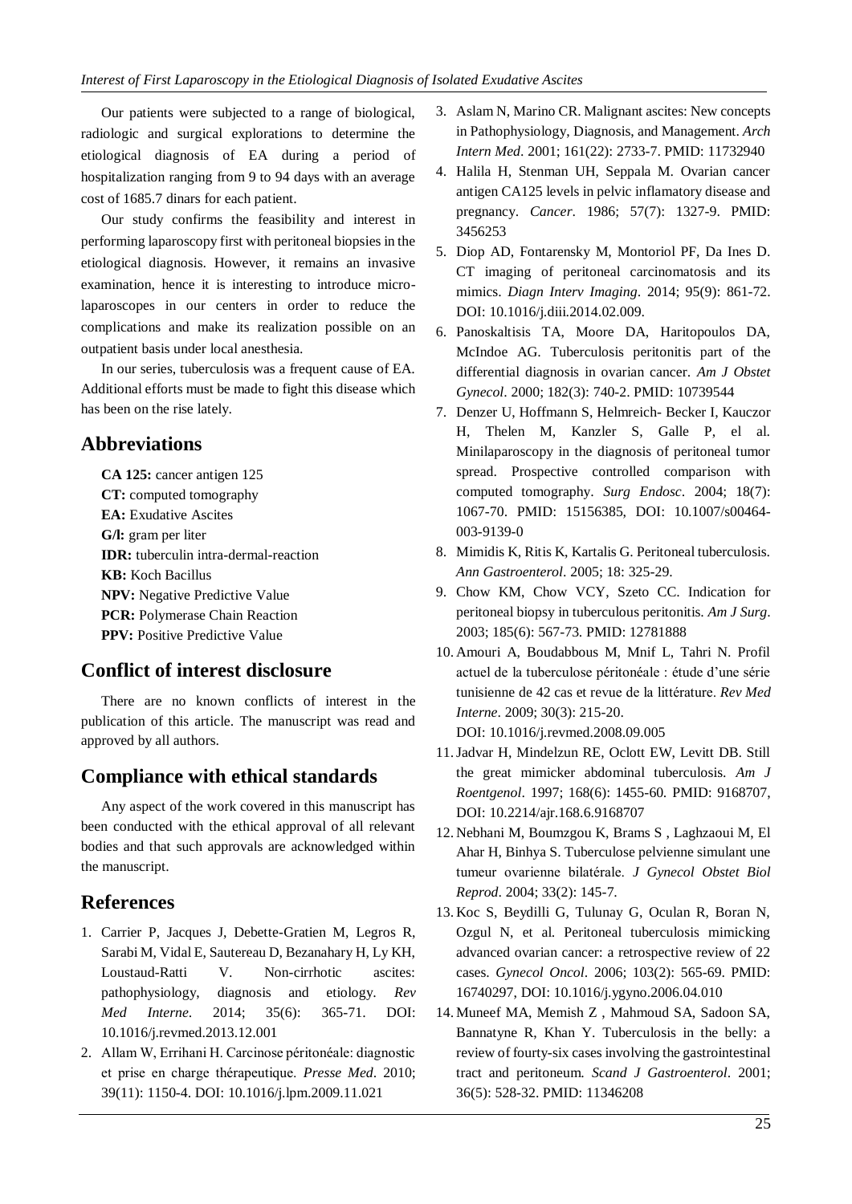Our patients were subjected to a range of biological, radiologic and surgical explorations to determine the etiological diagnosis of EA during a period of hospitalization ranging from 9 to 94 days with an average cost of 1685.7 dinars for each patient.

Our study confirms the feasibility and interest in performing laparoscopy first with peritoneal biopsies in the etiological diagnosis. However, it remains an invasive examination, hence it is interesting to introduce micro-laparoscopes in our centers in order to reduce the complications and make its realization possible on an outpatient basis under local anesthesia.

In our series, tuberculosis was a frequent cause of EA. Additional efforts must be made to fight this disease which has been on the rise lately.

## Abbreviations

**CA 125:** cancer antigen 125
**CT:** computed tomography
**EA:** Exudative Ascites
**G/l:** gram per liter
**IDR:** tuberculin intra-dermal-reaction
**KB:** Koch Bacillus
**NPV:** Negative Predictive Value
**PCR:** Polymerase Chain Reaction
**PPV:** Positive Predictive Value

## Conflict of interest disclosure

There are no known conflicts of interest in the publication of this article. The manuscript was read and approved by all authors.

## Compliance with ethical standards

Any aspect of the work covered in this manuscript has been conducted with the ethical approval of all relevant bodies and that such approvals are acknowledged within the manuscript.

## References

1. Carrier P, Jacques J, Debette-Gratien M, Legros R, Sarabi M, Vidal E, Sautereau D, Bezanahary H, Ly KH, Loustaud-Ratti V. Non-cirrhotic ascites: pathophysiology, diagnosis and etiology. *Rev Med Interne*. 2014; 35(6): 365-71. DOI: 10.1016/j.revmed.2013.12.001
2. Allam W, Errihani H. Carcinose péritonéale: diagnostic et prise en charge thérapeutique. *Presse Med*. 2010; 39(11): 1150-4. DOI: 10.1016/j.lpm.2009.11.021
3. Aslam N, Marino CR. Malignant ascites: New concepts in Pathophysiology, Diagnosis, and Management. *Arch Intern Med*. 2001; 161(22): 2733-7. PMID: 11732940
4. Halila H, Stenman UH, Seppala M. Ovarian cancer antigen CA125 levels in pelvic inflamatory disease and pregnancy. *Cancer*. 1986; 57(7): 1327-9. PMID: 3456253
5. Diop AD, Fontarensky M, Montoriol PF, Da Ines D. CT imaging of peritoneal carcinomatosis and its mimics. *Diagn Interv Imaging*. 2014; 95(9): 861-72. DOI: 10.1016/j.diii.2014.02.009.
6. Panoskaltsis TA, Moore DA, Haritopoulos DA, McIndoe AG. Tuberculosis peritonitis part of the differential diagnosis in ovarian cancer. *Am J Obstet Gynecol*. 2000; 182(3): 740-2. PMID: 10739544
7. Denzer U, Hoffmann S, Helmreich- Becker I, Kauczor H, Thelen M, Kanzler S, Galle P, el al. Minilaparoscopy in the diagnosis of peritoneal tumor spread. Prospective controlled comparison with computed tomography. *Surg Endosc*. 2004; 18(7): 1067-70. PMID: 15156385, DOI: 10.1007/s00464-003-9139-0
8. Mimidis K, Ritis K, Kartalis G. Peritoneal tuberculosis. *Ann Gastroenterol*. 2005; 18: 325-29.
9. Chow KM, Chow VCY, Szeto CC. Indication for peritoneal biopsy in tuberculous peritonitis. *Am J Surg*. 2003; 185(6): 567-73. PMID: 12781888
10. Amouri A, Boudabbous M, Mnif L, Tahri N. Profil actuel de la tuberculose péritonéale : étude d'une série tunisienne de 42 cas et revue de la littérature. *Rev Med Interne*. 2009; 30(3): 215-20. DOI: 10.1016/j.revmed.2008.09.005
11. Jadvar H, Mindelzun RE, Oclott EW, Levitt DB. Still the great mimicker abdominal tuberculosis. *Am J Roentgenol*. 1997; 168(6): 1455-60. PMID: 9168707, DOI: 10.2214/ajr.168.6.9168707
12. Nebhani M, Boumzgou K, Brams S , Laghzaoui M, El Ahar H, Binhya S. Tuberculose pelvienne simulant une tumeur ovarienne bilatérale. *J Gynecol Obstet Biol Reprod*. 2004; 33(2): 145-7.
13. Koc S, Beydilli G, Tulunay G, Oculan R, Boran N, Ozgul N, et al. Peritoneal tuberculosis mimicking advanced ovarian cancer: a retrospective review of 22 cases. *Gynecol Oncol*. 2006; 103(2): 565-69. PMID: 16740297, DOI: 10.1016/j.ygyno.2006.04.010
14. Muneef MA, Memish Z , Mahmoud SA, Sadoon SA, Bannatyne R, Khan Y. Tuberculosis in the belly: a review of fourty-six cases involving the gastrointestinal tract and peritoneum. *Scand J Gastroenterol*. 2001; 36(5): 528-32. PMID: 11346208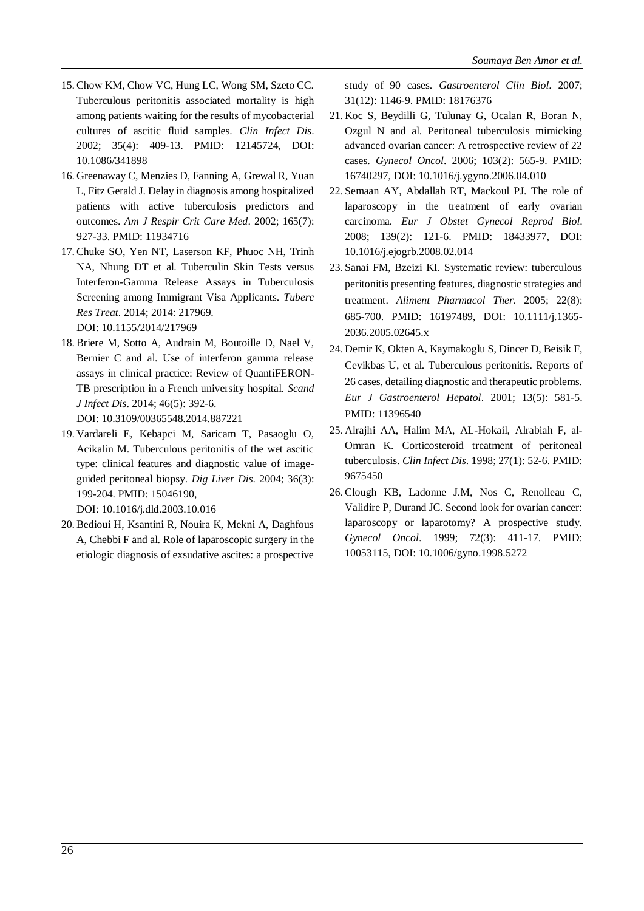15. Chow KM, Chow VC, Hung LC, Wong SM, Szeto CC. Tuberculous peritonitis associated mortality is high among patients waiting for the results of mycobacterial cultures of ascitic fluid samples. *Clin Infect Dis*. 2002; 35(4): 409-13. PMID: 12145724, DOI: 10.1086/341898

16. Greenaway C, Menzies D, Fanning A, Grewal R, Yuan L, Fitz Gerald J. Delay in diagnosis among hospitalized patients with active tuberculosis predictors and outcomes. *Am J Respir Crit Care Med*. 2002; 165(7): 927-33. PMID: 11934716

17. Chuke SO, Yen NT, Laserson KF, Phuoc NH, Trinh NA, Nhung DT et al. Tuberculin Skin Tests versus Interferon-Gamma Release Assays in Tuberculosis Screening among Immigrant Visa Applicants. *Tuberc Res Treat*. 2014; 2014: 217969. DOI: 10.1155/2014/217969

18. Briere M, Sotto A, Audrain M, Boutoille D, Nael V, Bernier C and al. Use of interferon gamma release assays in clinical practice: Review of QuantiFERON-TB prescription in a French university hospital. *Scand J Infect Dis*. 2014; 46(5): 392-6. DOI: 10.3109/00365548.2014.887221

19. Vardareli E, Kebapci M, Saricam T, Pasaoglu O, Acikalin M. Tuberculous peritonitis of the wet ascitic type: clinical features and diagnostic value of image-guided peritoneal biopsy. *Dig Liver Dis*. 2004; 36(3): 199-204. PMID: 15046190, DOI: 10.1016/j.dld.2003.10.016

20. Bedioui H, Ksantini R, Nouira K, Mekni A, Daghfous A, Chebbi F and al. Role of laparoscopic surgery in the etiologic diagnosis of exsudative ascites: a prospective study of 90 cases. *Gastroenterol Clin Biol*. 2007; 31(12): 1146-9. PMID: 18176376

21. Koc S, Beydilli G, Tulunay G, Ocalan R, Boran N, Ozgul N and al. Peritoneal tuberculosis mimicking advanced ovarian cancer: A retrospective review of 22 cases. *Gynecol Oncol*. 2006; 103(2): 565-9. PMID: 16740297, DOI: 10.1016/j.ygyno.2006.04.010

22. Semaan AY, Abdallah RT, Mackoul PJ. The role of laparoscopy in the treatment of early ovarian carcinoma. *Eur J Obstet Gynecol Reprod Biol*. 2008; 139(2): 121-6. PMID: 18433977, DOI: 10.1016/j.ejogrb.2008.02.014

23. Sanai FM, Bzeizi KI. Systematic review: tuberculous peritonitis presenting features, diagnostic strategies and treatment. *Aliment Pharmacol Ther*. 2005; 22(8): 685-700. PMID: 16197489, DOI: 10.1111/j.1365-2036.2005.02645.x

24. Demir K, Okten A, Kaymakoglu S, Dincer D, Beisik F, Cevikbas U, et al. Tuberculous peritonitis. Reports of 26 cases, detailing diagnostic and therapeutic problems. *Eur J Gastroenterol Hepatol*. 2001; 13(5): 581-5. PMID: 11396540

25. Alrajhi AA, Halim MA, AL-Hokail, Alrabiah F, al-Omran K. Corticosteroid treatment of peritoneal tuberculosis. *Clin Infect Dis*. 1998; 27(1): 52-6. PMID: 9675450

26. Clough KB, Ladonne J.M, Nos C, Renolleau C, Validire P, Durand JC. Second look for ovarian cancer: laparoscopy or laparotomy? A prospective study. *Gynecol Oncol*. 1999; 72(3): 411-17. PMID: 10053115, DOI: 10.1006/gyno.1998.5272